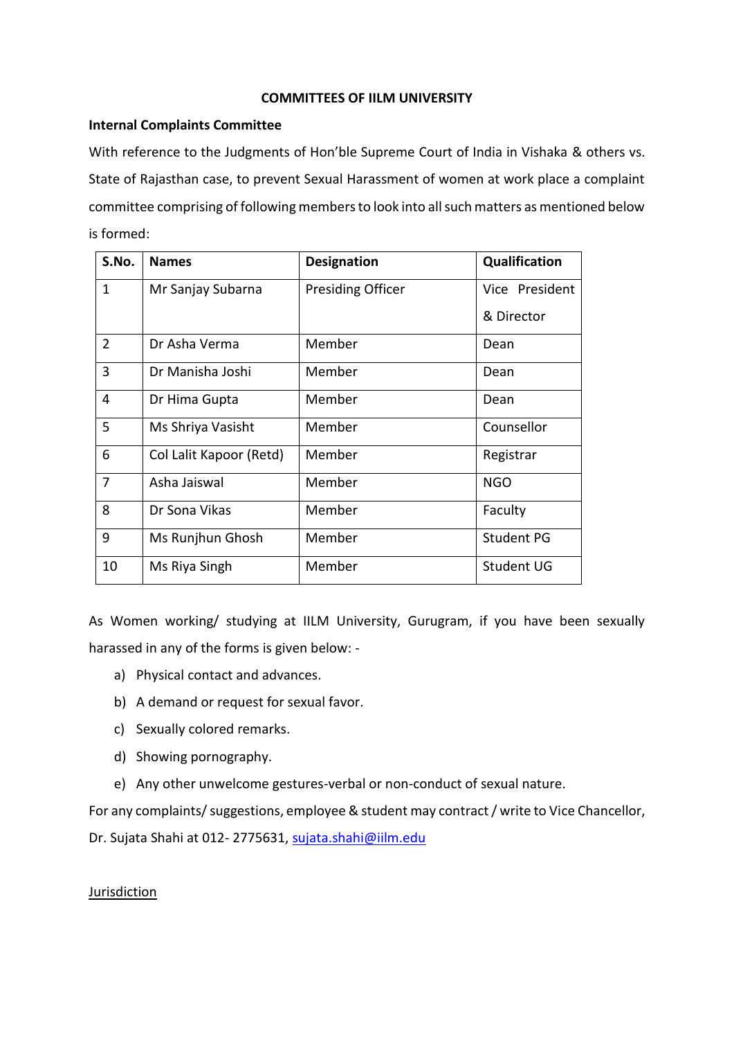# COMMITTEES OF IILM UNIVERSITY

## Internal Complaints Committee

With reference to the Judgments of Hon'ble Supreme Court of India in Vishaka & others vs. State of Rajasthan case, to prevent Sexual Harassment of women at work place a complaint committee comprising of following members to look into all such matters as mentioned below is formed:

| S.No. | Names | Designation | Qualification |
|---|---|---|---|
| 1 | Mr Sanjay Subarna | Presiding Officer | Vice President & Director |
| 2 | Dr Asha Verma | Member | Dean |
| 3 | Dr Manisha Joshi | Member | Dean |
| 4 | Dr Hima Gupta | Member | Dean |
| 5 | Ms Shriya Vasisht | Member | Counsellor |
| 6 | Col Lalit Kapoor (Retd) | Member | Registrar |
| 7 | Asha Jaiswal | Member | NGO |
| 8 | Dr Sona Vikas | Member | Faculty |
| 9 | Ms Runjhun Ghosh | Member | Student PG |
| 10 | Ms Riya Singh | Member | Student UG |

As Women working/ studying at IILM University, Gurugram, if you have been sexually harassed in any of the forms is given below: -

a) Physical contact and advances.
b) A demand or request for sexual favor.
c) Sexually colored remarks.
d) Showing pornography.
e) Any other unwelcome gestures-verbal or non-conduct of sexual nature.

For any complaints/ suggestions, employee & student may contract / write to Vice Chancellor, Dr. Sujata Shahi at 012- 2775631, sujata.shahi@iilm.edu

Jurisdiction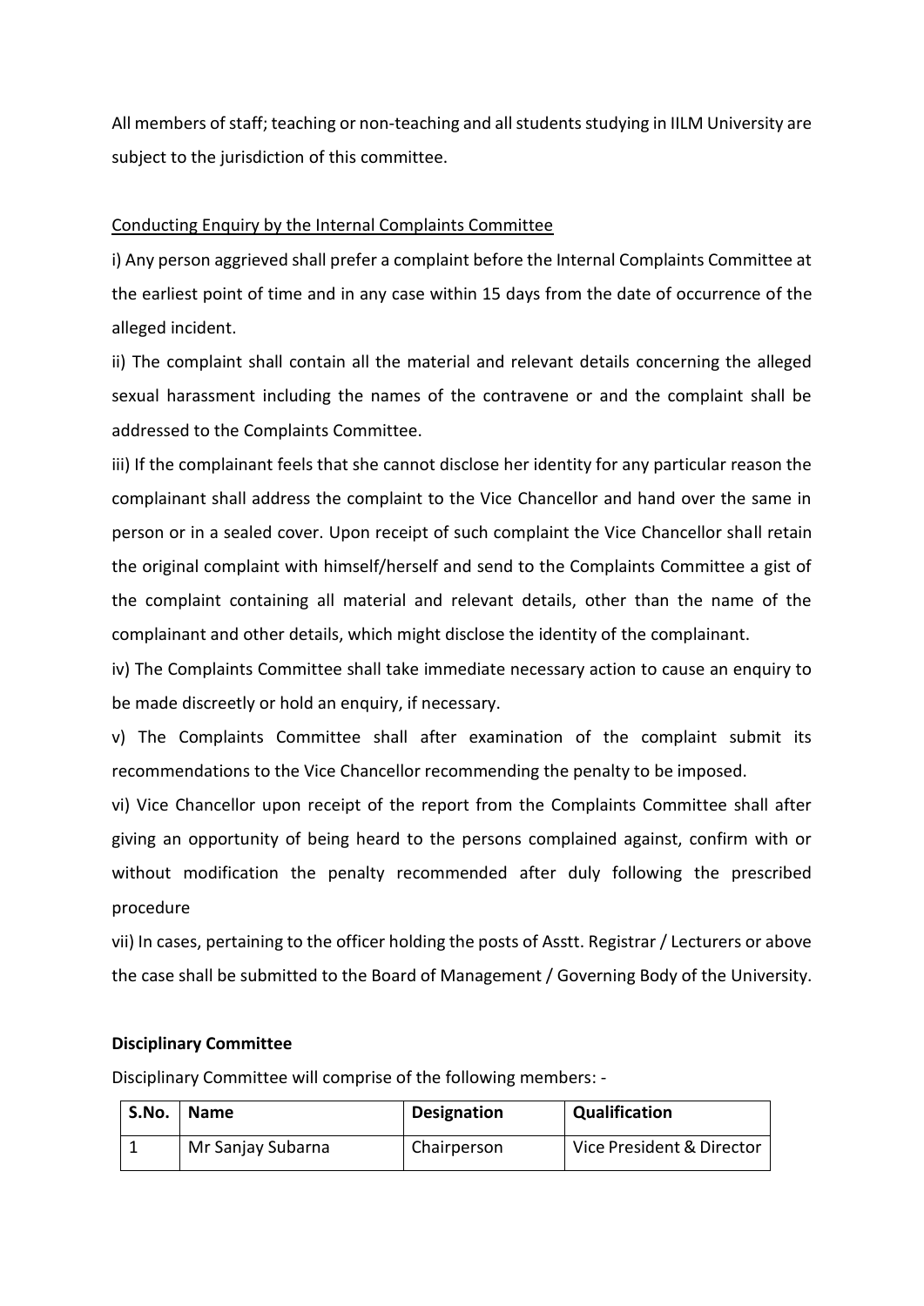All members of staff; teaching or non-teaching and all students studying in IILM University are subject to the jurisdiction of this committee.

<u>Conducting Enquiry by the Internal Complaints Committee</u>

i) Any person aggrieved shall prefer a complaint before the Internal Complaints Committee at the earliest point of time and in any case within 15 days from the date of occurrence of the alleged incident.

ii) The complaint shall contain all the material and relevant details concerning the alleged sexual harassment including the names of the contravene or and the complaint shall be addressed to the Complaints Committee.

iii) If the complainant feels that she cannot disclose her identity for any particular reason the complainant shall address the complaint to the Vice Chancellor and hand over the same in person or in a sealed cover. Upon receipt of such complaint the Vice Chancellor shall retain the original complaint with himself/herself and send to the Complaints Committee a gist of the complaint containing all material and relevant details, other than the name of the complainant and other details, which might disclose the identity of the complainant.

iv) The Complaints Committee shall take immediate necessary action to cause an enquiry to be made discreetly or hold an enquiry, if necessary.

v) The Complaints Committee shall after examination of the complaint submit its recommendations to the Vice Chancellor recommending the penalty to be imposed.

vi) Vice Chancellor upon receipt of the report from the Complaints Committee shall after giving an opportunity of being heard to the persons complained against, confirm with or without modification the penalty recommended after duly following the prescribed procedure

vii) In cases, pertaining to the officer holding the posts of Asstt. Registrar / Lecturers or above the case shall be submitted to the Board of Management / Governing Body of the University.

**Disciplinary Committee**

Disciplinary Committee will comprise of the following members: -

| S.No. | Name | Designation | Qualification |
|---|---|---|---|
| 1 | Mr Sanjay Subarna | Chairperson | Vice President & Director |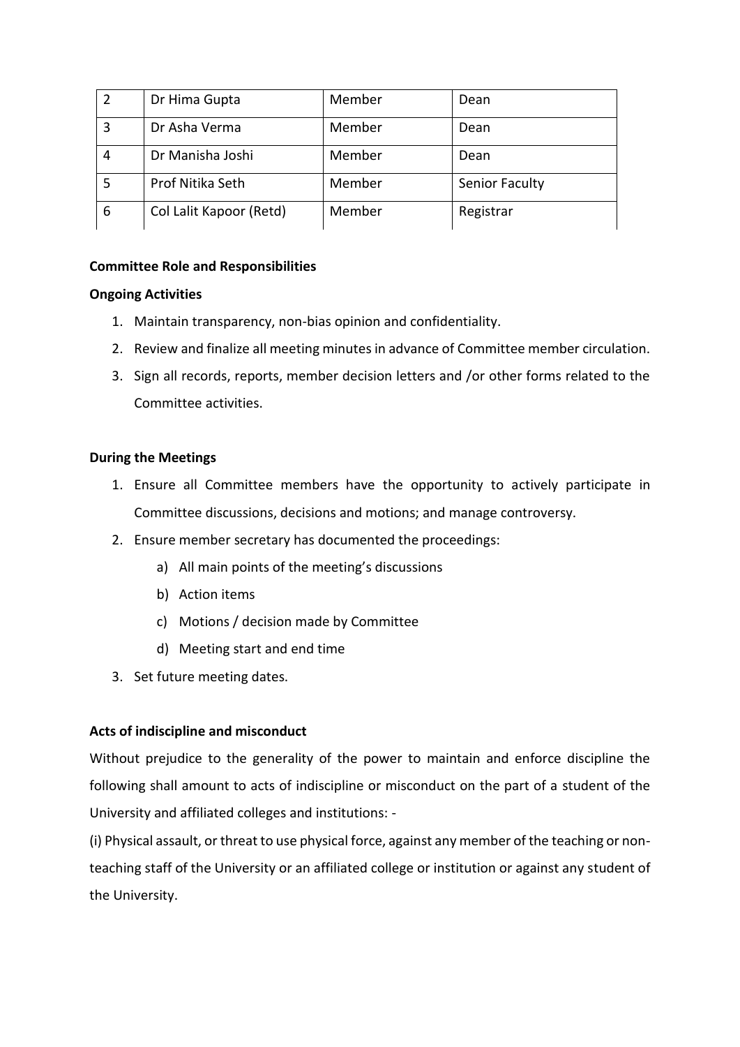| 2 | Dr Hima Gupta | Member | Dean |
|---|---|---|---|
| 3 | Dr Asha Verma | Member | Dean |
| 4 | Dr Manisha Joshi | Member | Dean |
| 5 | Prof Nitika Seth | Member | Senior Faculty |
| 6 | Col Lalit Kapoor (Retd) | Member | Registrar |

**Committee Role and Responsibilities**

**Ongoing Activities**

1. Maintain transparency, non-bias opinion and confidentiality.
2. Review and finalize all meeting minutes in advance of Committee member circulation.
3. Sign all records, reports, member decision letters and /or other forms related to the Committee activities.

**During the Meetings**

1. Ensure all Committee members have the opportunity to actively participate in Committee discussions, decisions and motions; and manage controversy.
2. Ensure member secretary has documented the proceedings:
   a) All main points of the meeting's discussions
   b) Action items
   c) Motions / decision made by Committee
   d) Meeting start and end time
3. Set future meeting dates.

**Acts of indiscipline and misconduct**

Without prejudice to the generality of the power to maintain and enforce discipline the following shall amount to acts of indiscipline or misconduct on the part of a student of the University and affiliated colleges and institutions: -

(i) Physical assault, or threat to use physical force, against any member of the teaching or non-teaching staff of the University or an affiliated college or institution or against any student of the University.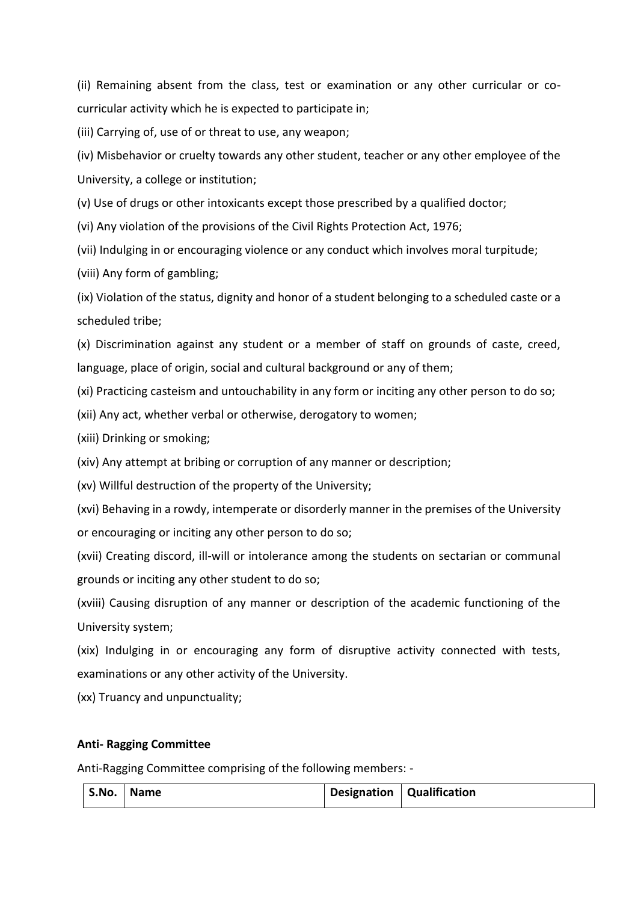(ii) Remaining absent from the class, test or examination or any other curricular or co-curricular activity which he is expected to participate in;

(iii) Carrying of, use of or threat to use, any weapon;

(iv) Misbehavior or cruelty towards any other student, teacher or any other employee of the University, a college or institution;

(v) Use of drugs or other intoxicants except those prescribed by a qualified doctor;

(vi) Any violation of the provisions of the Civil Rights Protection Act, 1976;

(vii) Indulging in or encouraging violence or any conduct which involves moral turpitude;

(viii) Any form of gambling;

(ix) Violation of the status, dignity and honor of a student belonging to a scheduled caste or a scheduled tribe;

(x) Discrimination against any student or a member of staff on grounds of caste, creed, language, place of origin, social and cultural background or any of them;

(xi) Practicing casteism and untouchability in any form or inciting any other person to do so;

(xii) Any act, whether verbal or otherwise, derogatory to women;

(xiii) Drinking or smoking;

(xiv) Any attempt at bribing or corruption of any manner or description;

(xv) Willful destruction of the property of the University;

(xvi) Behaving in a rowdy, intemperate or disorderly manner in the premises of the University or encouraging or inciting any other person to do so;

(xvii) Creating discord, ill-will or intolerance among the students on sectarian or communal grounds or inciting any other student to do so;

(xviii) Causing disruption of any manner or description of the academic functioning of the University system;

(xix) Indulging in or encouraging any form of disruptive activity connected with tests, examinations or any other activity of the University.

(xx) Truancy and unpunctuality;

**Anti- Ragging Committee**

Anti-Ragging Committee comprising of the following members: -

| S.No. | Name | Designation | Qualification |
|---|---|---|---|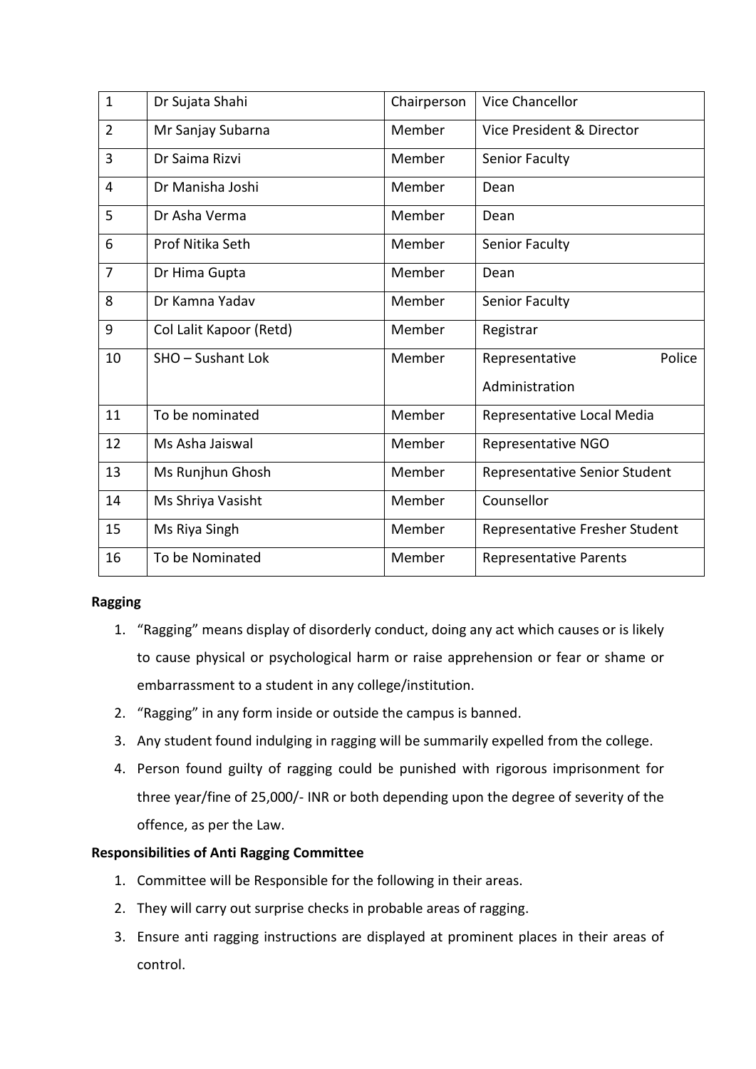| 1 | Dr Sujata Shahi | Chairperson | Vice Chancellor |
|---|---|---|---|
| 2 | Mr Sanjay Subarna | Member | Vice President & Director |
| 3 | Dr Saima Rizvi | Member | Senior Faculty |
| 4 | Dr Manisha Joshi | Member | Dean |
| 5 | Dr Asha Verma | Member | Dean |
| 6 | Prof Nitika Seth | Member | Senior Faculty |
| 7 | Dr Hima Gupta | Member | Dean |
| 8 | Dr Kamna Yadav | Member | Senior Faculty |
| 9 | Col Lalit Kapoor (Retd) | Member | Registrar |
| 10 | SHO – Sushant Lok | Member | Representative Police Administration |
| 11 | To be nominated | Member | Representative Local Media |
| 12 | Ms Asha Jaiswal | Member | Representative NGO |
| 13 | Ms Runjhun Ghosh | Member | Representative Senior Student |
| 14 | Ms Shriya Vasisht | Member | Counsellor |
| 15 | Ms Riya Singh | Member | Representative Fresher Student |
| 16 | To be Nominated | Member | Representative Parents |

**Ragging**

1. "Ragging" means display of disorderly conduct, doing any act which causes or is likely to cause physical or psychological harm or raise apprehension or fear or shame or embarrassment to a student in any college/institution.
2. "Ragging" in any form inside or outside the campus is banned.
3. Any student found indulging in ragging will be summarily expelled from the college.
4. Person found guilty of ragging could be punished with rigorous imprisonment for three year/fine of 25,000/- INR or both depending upon the degree of severity of the offence, as per the Law.

**Responsibilities of Anti Ragging Committee**

1. Committee will be Responsible for the following in their areas.
2. They will carry out surprise checks in probable areas of ragging.
3. Ensure anti ragging instructions are displayed at prominent places in their areas of control.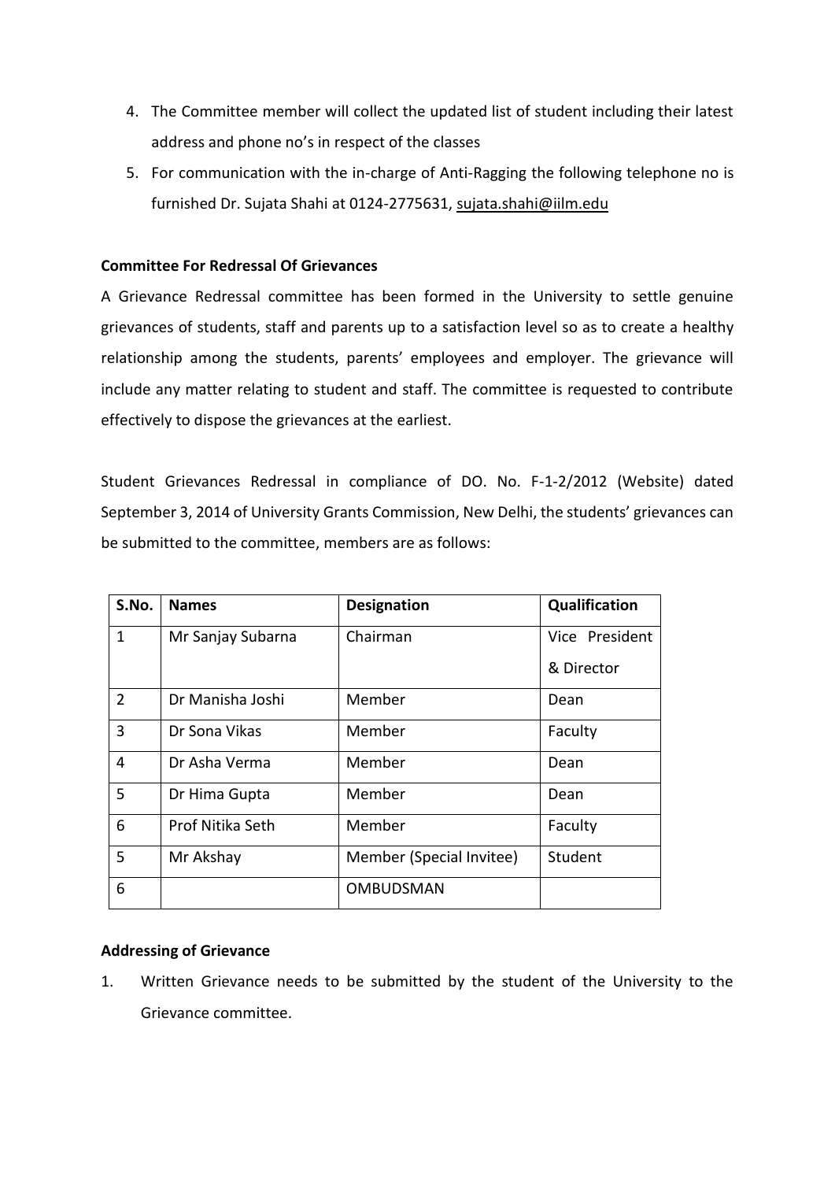4. The Committee member will collect the updated list of student including their latest address and phone no's in respect of the classes
5. For communication with the in-charge of Anti-Ragging the following telephone no is furnished Dr. Sujata Shahi at 0124-2775631, sujata.shahi@iilm.edu

**Committee For Redressal Of Grievances**

A Grievance Redressal committee has been formed in the University to settle genuine grievances of students, staff and parents up to a satisfaction level so as to create a healthy relationship among the students, parents' employees and employer. The grievance will include any matter relating to student and staff. The committee is requested to contribute effectively to dispose the grievances at the earliest.

Student Grievances Redressal in compliance of DO. No. F-1-2/2012 (Website) dated September 3, 2014 of University Grants Commission, New Delhi, the students' grievances can be submitted to the committee, members are as follows:

| S.No. | Names | Designation | Qualification |
|---|---|---|---|
| 1 | Mr Sanjay Subarna | Chairman | Vice President & Director |
| 2 | Dr Manisha Joshi | Member | Dean |
| 3 | Dr Sona Vikas | Member | Faculty |
| 4 | Dr Asha Verma | Member | Dean |
| 5 | Dr Hima Gupta | Member | Dean |
| 6 | Prof Nitika Seth | Member | Faculty |
| 5 | Mr Akshay | Member (Special Invitee) | Student |
| 6 | | OMBUDSMAN | |

**Addressing of Grievance**

1. Written Grievance needs to be submitted by the student of the University to the Grievance committee.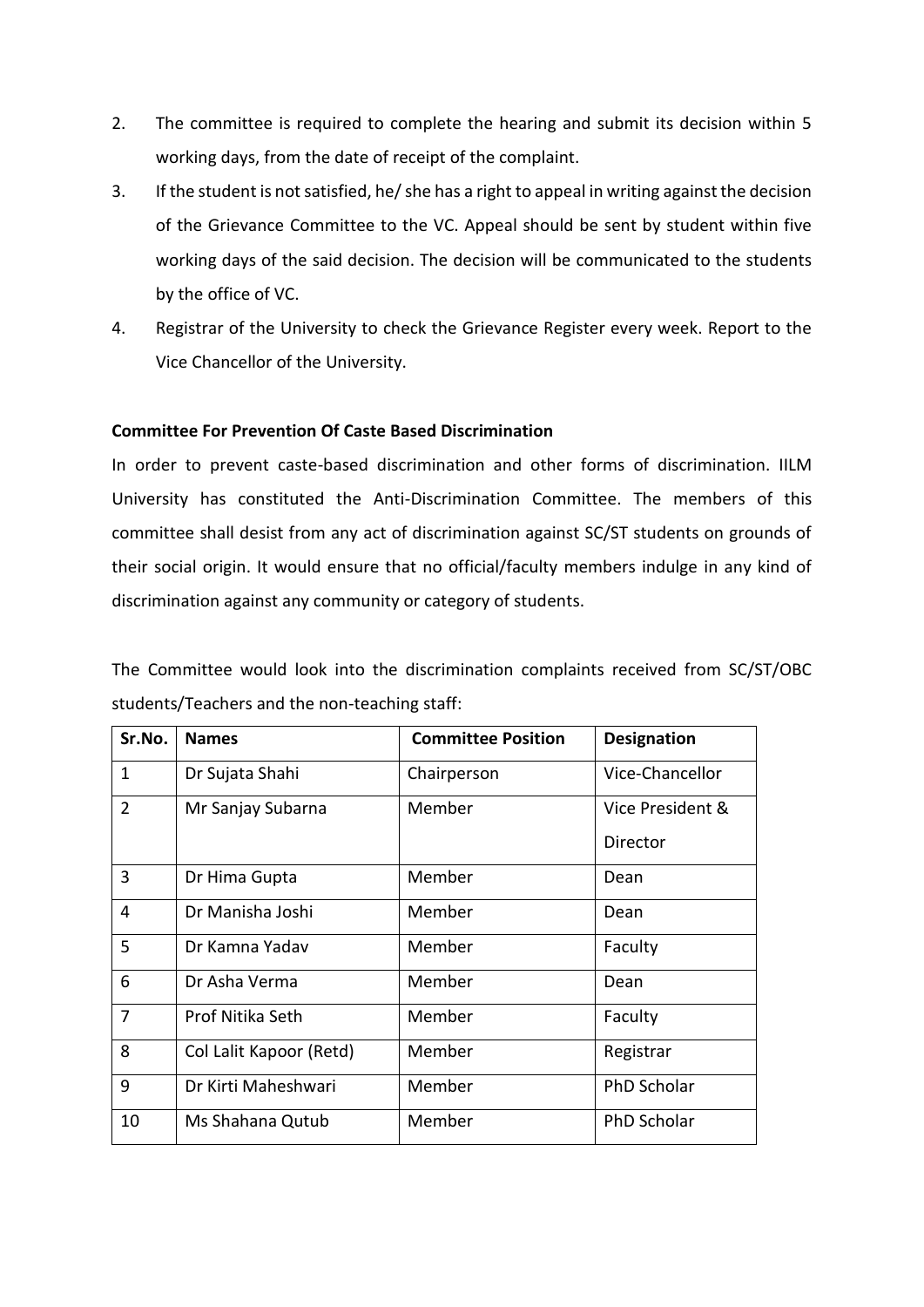2. The committee is required to complete the hearing and submit its decision within 5 working days, from the date of receipt of the complaint.
3. If the student is not satisfied, he/ she has a right to appeal in writing against the decision of the Grievance Committee to the VC. Appeal should be sent by student within five working days of the said decision. The decision will be communicated to the students by the office of VC.
4. Registrar of the University to check the Grievance Register every week. Report to the Vice Chancellor of the University.

**Committee For Prevention Of Caste Based Discrimination**

In order to prevent caste-based discrimination and other forms of discrimination. IILM University has constituted the Anti-Discrimination Committee. The members of this committee shall desist from any act of discrimination against SC/ST students on grounds of their social origin. It would ensure that no official/faculty members indulge in any kind of discrimination against any community or category of students.

The Committee would look into the discrimination complaints received from SC/ST/OBC students/Teachers and the non-teaching staff:

| Sr.No. | Names | Committee Position | Designation |
|---|---|---|---|
| 1 | Dr Sujata Shahi | Chairperson | Vice-Chancellor |
| 2 | Mr Sanjay Subarna | Member | Vice President & Director |
| 3 | Dr Hima Gupta | Member | Dean |
| 4 | Dr Manisha Joshi | Member | Dean |
| 5 | Dr Kamna Yadav | Member | Faculty |
| 6 | Dr Asha Verma | Member | Dean |
| 7 | Prof Nitika Seth | Member | Faculty |
| 8 | Col Lalit Kapoor (Retd) | Member | Registrar |
| 9 | Dr Kirti Maheshwari | Member | PhD Scholar |
| 10 | Ms Shahana Qutub | Member | PhD Scholar |